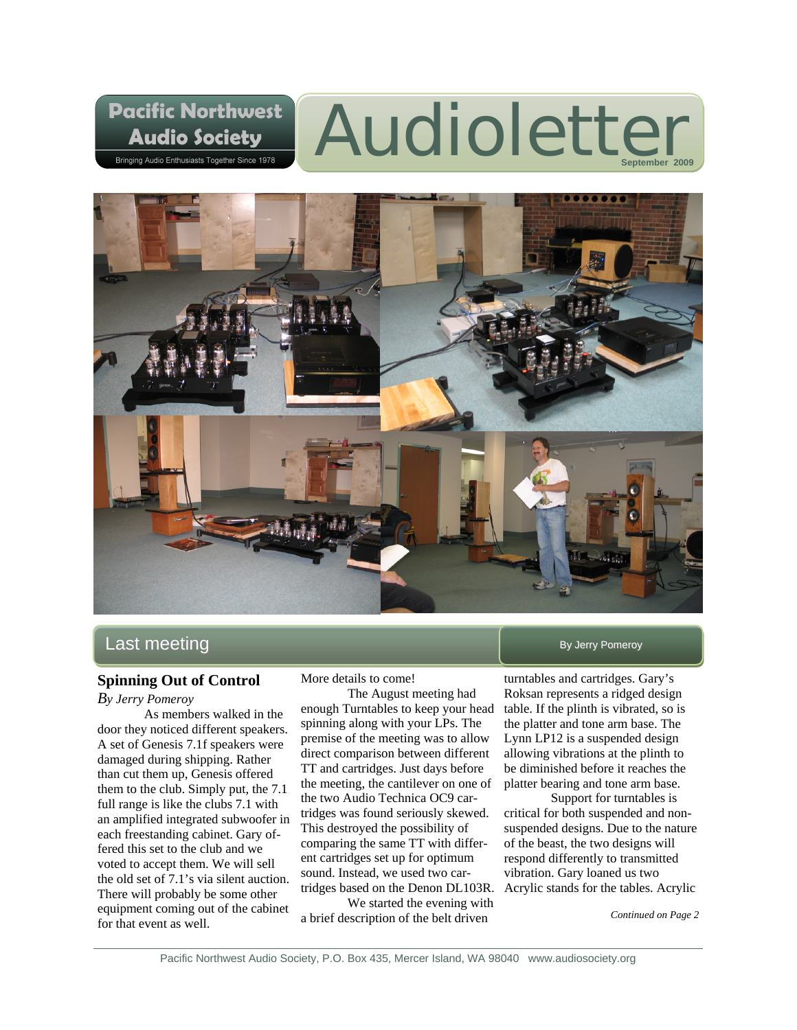# Pacific Northwest Audio Society

Bringing Audio Enthusiasts Together Since 1978

# Audioletter

September 2009

## Last meeting

By Jerry Pomeroy

### Spinning Out of Control

*By Jerry Pomeroy*

As members walked in the door they noticed different speakers. A set of Genesis 7.1f speakers were damaged during shipping. Rather than cut them up, Genesis offered them to the club. Simply put, the 7.1 full range is like the clubs 7.1 with an amplified integrated subwoofer in each freestanding cabinet. Gary offered this set to the club and we voted to accept them. We will sell the old set of 7.1's via silent auction. There will probably be some other equipment coming out of the cabinet for that event as well. More details to come!

The August meeting had enough Turntables to keep your head spinning along with your LPs. The premise of the meeting was to allow direct comparison between different TT and cartridges. Just days before the meeting, the cantilever on one of the two Audio Technica OC9 cartridges was found seriously skewed. This destroyed the possibility of comparing the same TT with different cartridges set up for optimum sound. Instead, we used two cartridges based on the Denon DL103R.

We started the evening with a brief description of the belt driven turntables and cartridges. Gary's Roksan represents a ridged design table. If the plinth is vibrated, so is the platter and tone arm base. The Lynn LP12 is a suspended design allowing vibrations at the plinth to be diminished before it reaches the platter bearing and tone arm base.

Support for turntables is critical for both suspended and non-suspended designs. Due to the nature of the beast, the two designs will respond differently to transmitted vibration. Gary loaned us two Acrylic stands for the tables. Acrylic

*Continued on Page 2*

Pacific Northwest Audio Society, P.O. Box 435, Mercer Island, WA 98040 www.audiosociety.org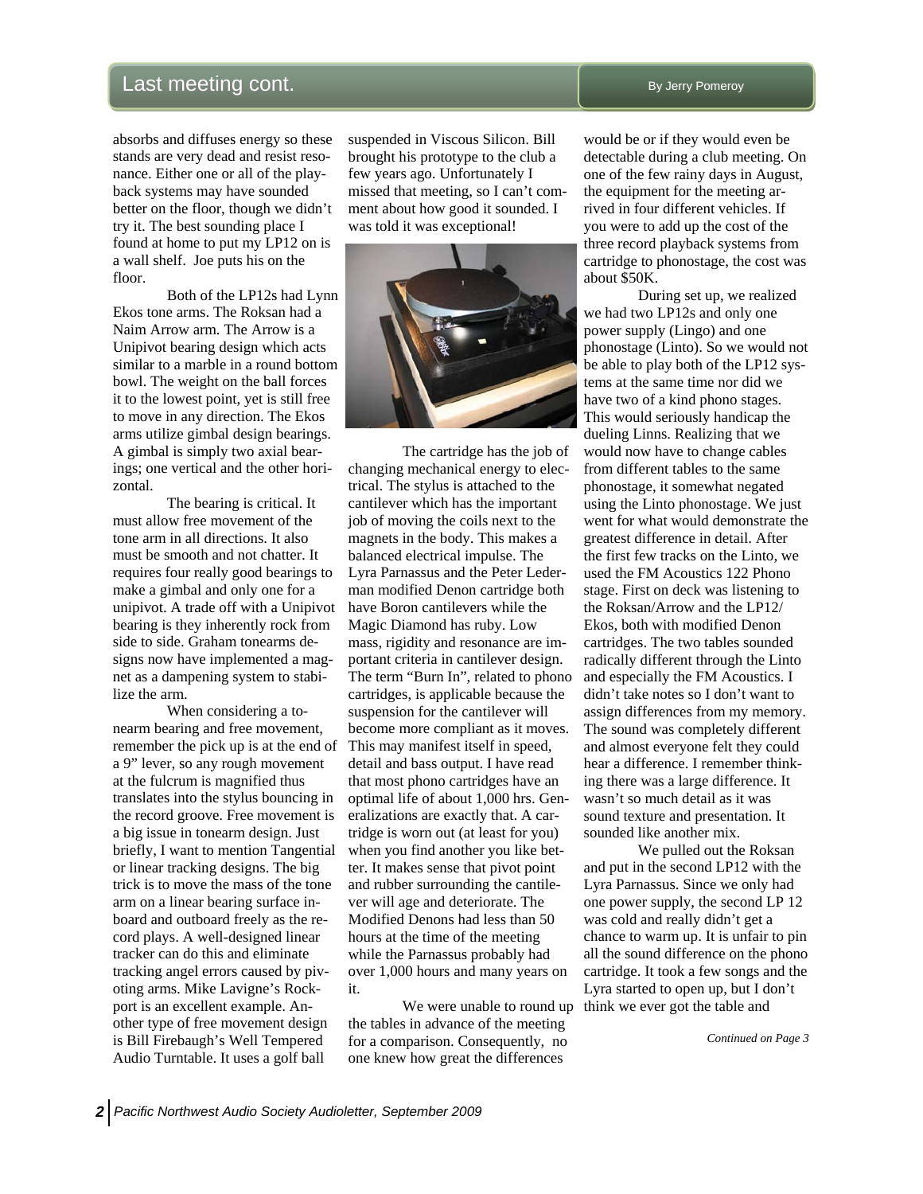## Last meeting cont.

By Jerry Pomeroy

absorbs and diffuses energy so these stands are very dead and resist resonance. Either one or all of the playback systems may have sounded better on the floor, though we didn't try it. The best sounding place I found at home to put my LP12 on is a wall shelf. Joe puts his on the floor.

Both of the LP12s had Lynn Ekos tone arms. The Roksan had a Naim Arrow arm. The Arrow is a Unipivot bearing design which acts similar to a marble in a round bottom bowl. The weight on the ball forces it to the lowest point, yet is still free to move in any direction. The Ekos arms utilize gimbal design bearings. A gimbal is simply two axial bearings; one vertical and the other horizontal.

The bearing is critical. It must allow free movement of the tone arm in all directions. It also must be smooth and not chatter. It requires four really good bearings to make a gimbal and only one for a unipivot. A trade off with a Unipivot bearing is they inherently rock from side to side. Graham tonearms designs now have implemented a magnet as a dampening system to stabilize the arm.

When considering a tonearm bearing and free movement, remember the pick up is at the end of a 9" lever, so any rough movement at the fulcrum is magnified thus translates into the stylus bouncing in the record groove. Free movement is a big issue in tonearm design. Just briefly, I want to mention Tangential or linear tracking designs. The big trick is to move the mass of the tone arm on a linear bearing surface inboard and outboard freely as the record plays. A well-designed linear tracker can do this and eliminate tracking angel errors caused by pivoting arms. Mike Lavigne's Rockport is an excellent example. Another type of free movement design is Bill Firebaugh's Well Tempered Audio Turntable. It uses a golf ball suspended in Viscous Silicon. Bill brought his prototype to the club a few years ago. Unfortunately I missed that meeting, so I can't comment about how good it sounded. I was told it was exceptional!

The cartridge has the job of changing mechanical energy to electrical. The stylus is attached to the cantilever which has the important job of moving the coils next to the magnets in the body. This makes a balanced electrical impulse. The Lyra Parnassus and the Peter Lederman modified Denon cartridge both have Boron cantilevers while the Magic Diamond has ruby. Low mass, rigidity and resonance are important criteria in cantilever design. The term "Burn In", related to phono cartridges, is applicable because the suspension for the cantilever will become more compliant as it moves. This may manifest itself in speed, detail and bass output. I have read that most phono cartridges have an optimal life of about 1,000 hrs. Generalizations are exactly that. A cartridge is worn out (at least for you) when you find another you like better. It makes sense that pivot point and rubber surrounding the cantilever will age and deteriorate. The Modified Denons had less than 50 hours at the time of the meeting while the Parnassus probably had over 1,000 hours and many years on it.

We were unable to round up the tables in advance of the meeting for a comparison. Consequently, no one knew how great the differences would be or if they would even be detectable during a club meeting. On one of the few rainy days in August, the equipment for the meeting arrived in four different vehicles. If you were to add up the cost of the three record playback systems from cartridge to phonostage, the cost was about $50K.

During set up, we realized we had two LP12s and only one power supply (Lingo) and one phonostage (Linto). So we would not be able to play both of the LP12 systems at the same time nor did we have two of a kind phono stages. This would seriously handicap the dueling Linns. Realizing that we would now have to change cables from different tables to the same phonostage, it somewhat negated using the Linto phonostage. We just went for what would demonstrate the greatest difference in detail. After the first few tracks on the Linto, we used the FM Acoustics 122 Phono stage. First on deck was listening to the Roksan/Arrow and the LP12/Ekos, both with modified Denon cartridges. The two tables sounded radically different through the Linto and especially the FM Acoustics. I didn't take notes so I don't want to assign differences from my memory. The sound was completely different and almost everyone felt they could hear a difference. I remember thinking there was a large difference. It wasn't so much detail as it was sound texture and presentation. It sounded like another mix.

We pulled out the Roksan and put in the second LP12 with the Lyra Parnassus. Since we only had one power supply, the second LP 12 was cold and really didn't get a chance to warm up. It is unfair to pin all the sound difference on the phono cartridge. It took a few songs and the Lyra started to open up, but I don't think we ever got the table and

*Continued on Page 3*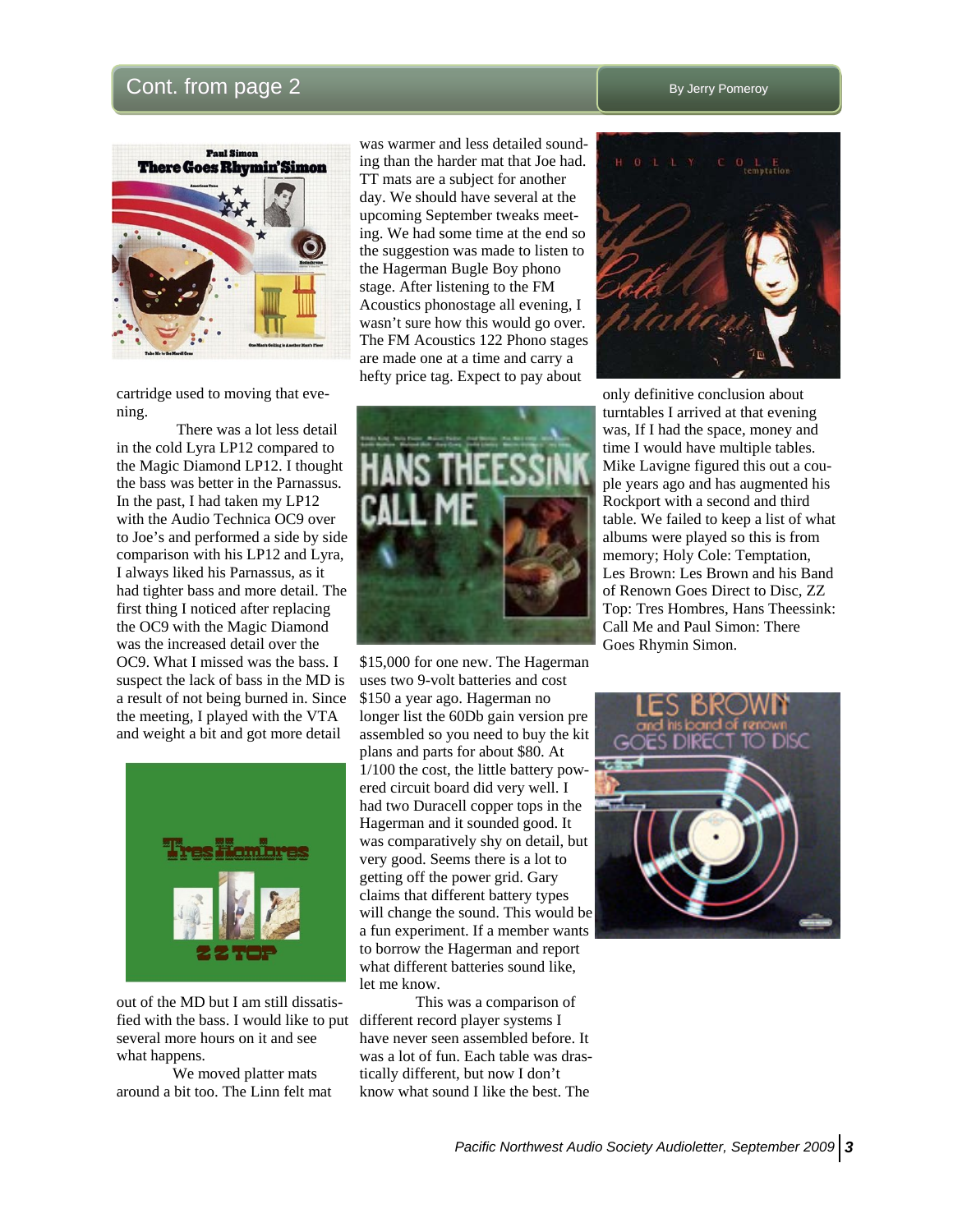## Cont. from page 2

By Jerry Pomeroy

cartridge used to moving that evening.

There was a lot less detail in the cold Lyra LP12 compared to the Magic Diamond LP12. I thought the bass was better in the Parnassus. In the past, I had taken my LP12 with the Audio Technica OC9 over to Joe's and performed a side by side comparison with his LP12 and Lyra, I always liked his Parnassus, as it had tighter bass and more detail. The first thing I noticed after replacing the OC9 with the Magic Diamond was the increased detail over the OC9. What I missed was the bass. I suspect the lack of bass in the MD is a result of not being burned in. Since the meeting, I played with the VTA and weight a bit and got more detail out of the MD but I am still dissatisfied with the bass. I would like to put several more hours on it and see what happens.

We moved platter mats around a bit too. The Linn felt mat was warmer and less detailed sounding than the harder mat that Joe had. TT mats are a subject for another day. We should have several at the upcoming September tweaks meeting. We had some time at the end so the suggestion was made to listen to the Hagerman Bugle Boy phono stage. After listening to the FM Acoustics phonostage all evening, I wasn't sure how this would go over. The FM Acoustics 122 Phono stages are made one at a time and carry a hefty price tag. Expect to pay about $15,000 for one new. The Hagerman uses two 9-volt batteries and cost $150 a year ago. Hagerman no longer list the 60Db gain version pre assembled so you need to buy the kit plans and parts for about $80. At 1/100 the cost, the little battery powered circuit board did very well. I had two Duracell copper tops in the Hagerman and it sounded good. It was comparatively shy on detail, but very good. Seems there is a lot to getting off the power grid. Gary claims that different battery types will change the sound. This would be a fun experiment. If a member wants to borrow the Hagerman and report what different batteries sound like, let me know.

This was a comparison of different record player systems I have never seen assembled before. It was a lot of fun. Each table was drastically different, but now I don't know what sound I like the best. The only definitive conclusion about turntables I arrived at that evening was, If I had the space, money and time I would have multiple tables. Mike Lavigne figured this out a couple years ago and has augmented his Rockport with a second and third table. We failed to keep a list of what albums were played so this is from memory; Holy Cole: Temptation, Les Brown: Les Brown and his Band of Renown Goes Direct to Disc, ZZ Top: Tres Hombres, Hans Theessink: Call Me and Paul Simon: There Goes Rhymin Simon.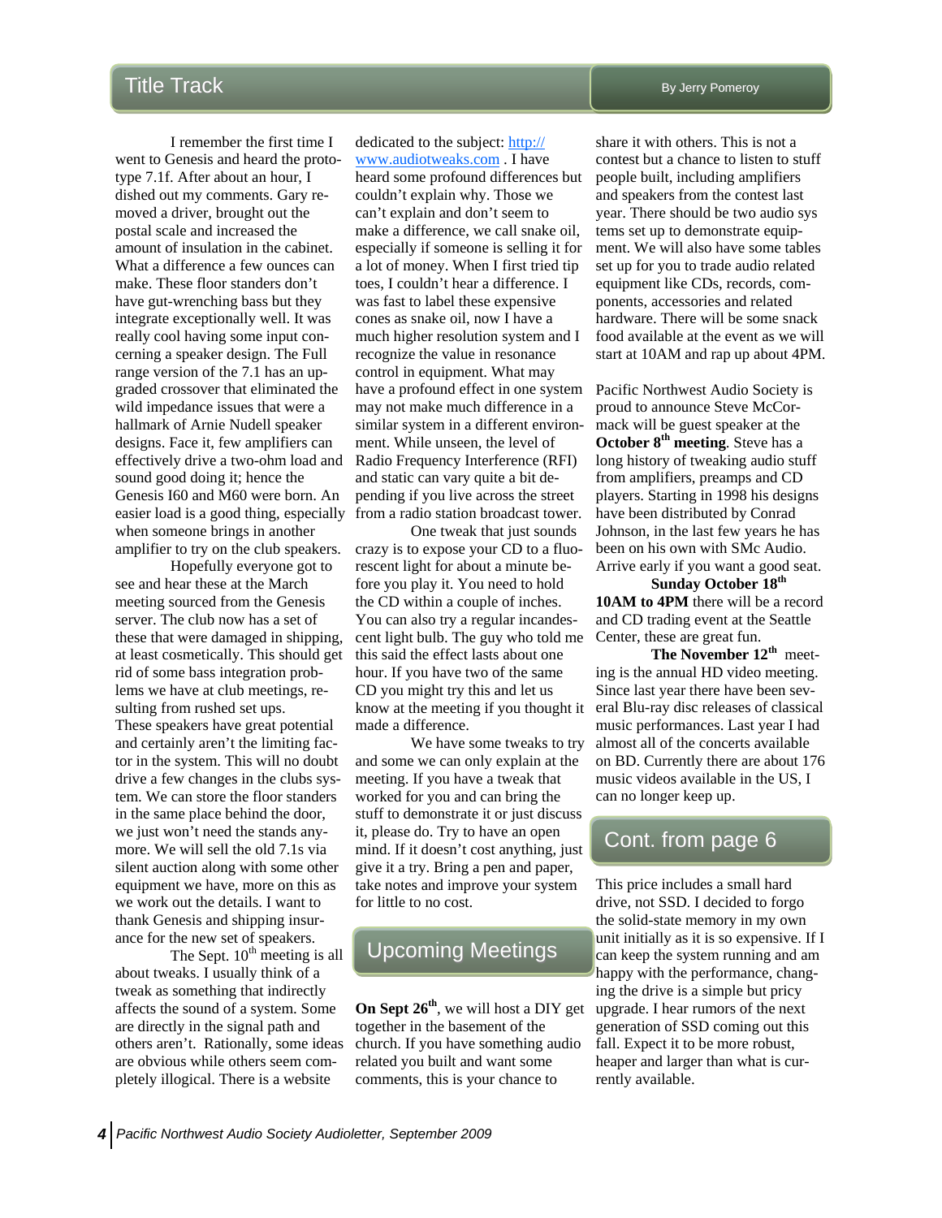## Title Track

By Jerry Pomeroy

I remember the first time I went to Genesis and heard the prototype 7.1f. After about an hour, I dished out my comments. Gary removed a driver, brought out the postal scale and increased the amount of insulation in the cabinet. What a difference a few ounces can make. These floor standers don't have gut-wrenching bass but they integrate exceptionally well. It was really cool having some input concerning a speaker design. The Full range version of the 7.1 has an upgraded crossover that eliminated the wild impedance issues that were a hallmark of Arnie Nudell speaker designs. Face it, few amplifiers can effectively drive a two-ohm load and sound good doing it; hence the Genesis I60 and M60 were born. An easier load is a good thing, especially when someone brings in another amplifier to try on the club speakers.

Hopefully everyone got to see and hear these at the March meeting sourced from the Genesis server. The club now has a set of these that were damaged in shipping, at least cosmetically. This should get rid of some bass integration problems we have at club meetings, resulting from rushed set ups. These speakers have great potential and certainly aren't the limiting factor in the system. This will no doubt drive a few changes in the clubs system. We can store the floor standers in the same place behind the door, we just won't need the stands anymore. We will sell the old 7.1s via silent auction along with some other equipment we have, more on this as we work out the details. I want to thank Genesis and shipping insurance for the new set of speakers.

The Sept. 10th meeting is all about tweaks. I usually think of a tweak as something that indirectly affects the sound of a system. Some are directly in the signal path and others aren't. Rationally, some ideas are obvious while others seem completely illogical. There is a website dedicated to the subject: http://www.audiotweaks.com . I have heard some profound differences but couldn't explain why. Those we can't explain and don't seem to make a difference, we call snake oil, especially if someone is selling it for a lot of money. When I first tried tip toes, I couldn't hear a difference. I was fast to label these expensive cones as snake oil, now I have a much higher resolution system and I recognize the value in resonance control in equipment. What may have a profound effect in one system may not make much difference in a similar system in a different environment. While unseen, the level of Radio Frequency Interference (RFI) and static can vary quite a bit depending if you live across the street from a radio station broadcast tower.

One tweak that just sounds crazy is to expose your CD to a fluorescent light for about a minute before you play it. You need to hold the CD within a couple of inches. You can also try a regular incandescent light bulb. The guy who told me this said the effect lasts about one hour. If you have two of the same CD you might try this and let us know at the meeting if you thought it made a difference.

We have some tweaks to try and some we can only explain at the meeting. If you have a tweak that worked for you and can bring the stuff to demonstrate it or just discuss it, please do. Try to have an open mind. If it doesn't cost anything, just give it a try. Bring a pen and paper, take notes and improve your system for little to no cost.

## Upcoming Meetings

**On Sept 26th**, we will host a DIY get together in the basement of the church. If you have something audio related you built and want some comments, this is your chance to share it with others. This is not a contest but a chance to listen to stuff people built, including amplifiers and speakers from the contest last year. There should be two audio systems set up to demonstrate equipment. We will also have some tables set up for you to trade audio related equipment like CDs, records, components, accessories and related hardware. There will be some snack food available at the event as we will start at 10AM and rap up about 4PM.

Pacific Northwest Audio Society is proud to announce Steve McCormack will be guest speaker at the **October 8th meeting**. Steve has a long history of tweaking audio stuff from amplifiers, preamps and CD players. Starting in 1998 his designs have been distributed by Conrad Johnson, in the last few years he has been on his own with SMc Audio. Arrive early if you want a good seat.

**Sunday October 18th 10AM to 4PM** there will be a record and CD trading event at the Seattle Center, these are great fun.

**The November 12th** meeting is the annual HD video meeting. Since last year there have been several Blu-ray disc releases of classical music performances. Last year I had almost all of the concerts available on BD. Currently there are about 176 music videos available in the US, I can no longer keep up.

## Cont. from page 6

This price includes a small hard drive, not SSD. I decided to forgo the solid-state memory in my own unit initially as it is so expensive. If I can keep the system running and am happy with the performance, changing the drive is a simple but pricy upgrade. I hear rumors of the next generation of SSD coming out this fall. Expect it to be more robust, heaper and larger than what is currently available.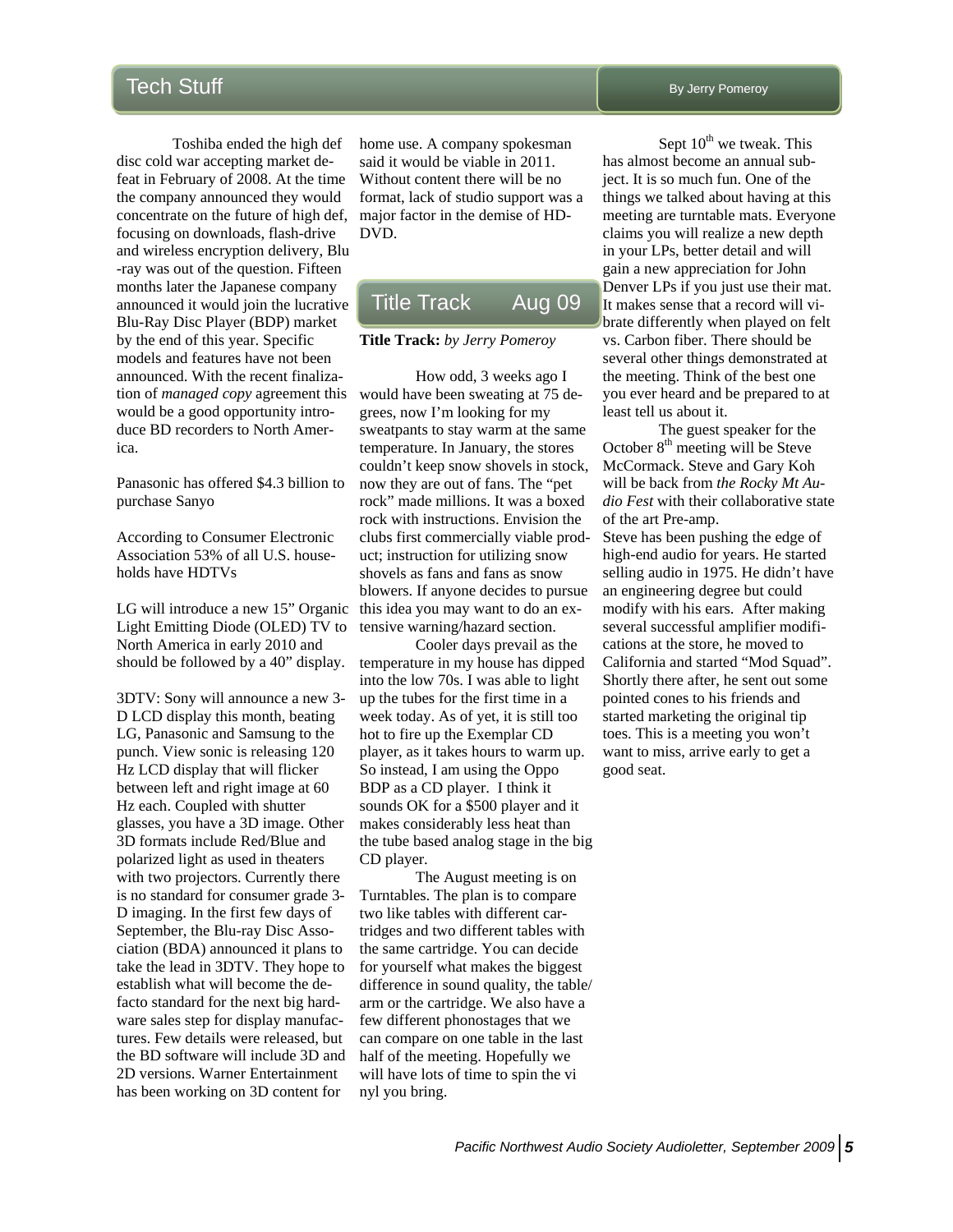# Tech Stuff

By Jerry Pomeroy

Toshiba ended the high def disc cold war accepting market defeat in February of 2008. At the time the company announced they would concentrate on the future of high def, focusing on downloads, flash-drive and wireless encryption delivery, Blu-ray was out of the question. Fifteen months later the Japanese company announced it would join the lucrative Blu-Ray Disc Player (BDP) market by the end of this year. Specific models and features have not been announced. With the recent finalization of *managed copy* agreement this would be a good opportunity introduce BD recorders to North America.

Panasonic has offered $4.3 billion to purchase Sanyo

According to Consumer Electronic Association 53% of all U.S. households have HDTVs

LG will introduce a new 15" Organic Light Emitting Diode (OLED) TV to North America in early 2010 and should be followed by a 40" display.

3DTV: Sony will announce a new 3-D LCD display this month, beating LG, Panasonic and Samsung to the punch. View sonic is releasing 120 Hz LCD display that will flicker between left and right image at 60 Hz each. Coupled with shutter glasses, you have a 3D image. Other 3D formats include Red/Blue and polarized light as used in theaters with two projectors. Currently there is no standard for consumer grade 3-D imaging. In the first few days of September, the Blu-ray Disc Association (BDA) announced it plans to take the lead in 3DTV. They hope to establish what will become the defacto standard for the next big hardware sales step for display manufactures. Few details were released, but the BD software will include 3D and 2D versions. Warner Entertainment has been working on 3D content for home use. A company spokesman said it would be viable in 2011. Without content there will be no format, lack of studio support was a major factor in the demise of HD-DVD.

# Title Track Aug 09

**Title Track:** *by Jerry Pomeroy*

How odd, 3 weeks ago I would have been sweating at 75 degrees, now I'm looking for my sweatpants to stay warm at the same temperature. In January, the stores couldn't keep snow shovels in stock, now they are out of fans. The "pet rock" made millions. It was a boxed rock with instructions. Envision the clubs first commercially viable product; instruction for utilizing snow shovels as fans and fans as snow blowers. If anyone decides to pursue this idea you may want to do an extensive warning/hazard section.

Cooler days prevail as the temperature in my house has dipped into the low 70s. I was able to light up the tubes for the first time in a week today. As of yet, it is still too hot to fire up the Exemplar CD player, as it takes hours to warm up. So instead, I am using the Oppo BDP as a CD player. I think it sounds OK for a $500 player and it makes considerably less heat than the tube based analog stage in the big CD player.

The August meeting is on Turntables. The plan is to compare two like tables with different cartridges and two different tables with the same cartridge. You can decide for yourself what makes the biggest difference in sound quality, the table/arm or the cartridge. We also have a few different phonostages that we can compare on one table in the last half of the meeting. Hopefully we will have lots of time to spin the vinyl you bring.

Sept 10th we tweak. This has almost become an annual subject. It is so much fun. One of the things we talked about having at this meeting are turntable mats. Everyone claims you will realize a new depth in your LPs, better detail and will gain a new appreciation for John Denver LPs if you just use their mat. It makes sense that a record will vibrate differently when played on felt vs. Carbon fiber. There should be several other things demonstrated at the meeting. Think of the best one you ever heard and be prepared to at least tell us about it.

The guest speaker for the October 8th meeting will be Steve McCormack. Steve and Gary Koh will be back from *the Rocky Mt Audio Fest* with their collaborative state of the art Pre-amp.

Steve has been pushing the edge of high-end audio for years. He started selling audio in 1975. He didn't have an engineering degree but could modify with his ears. After making several successful amplifier modifications at the store, he moved to California and started "Mod Squad". Shortly there after, he sent out some pointed cones to his friends and started marketing the original tip toes. This is a meeting you won't want to miss, arrive early to get a good seat.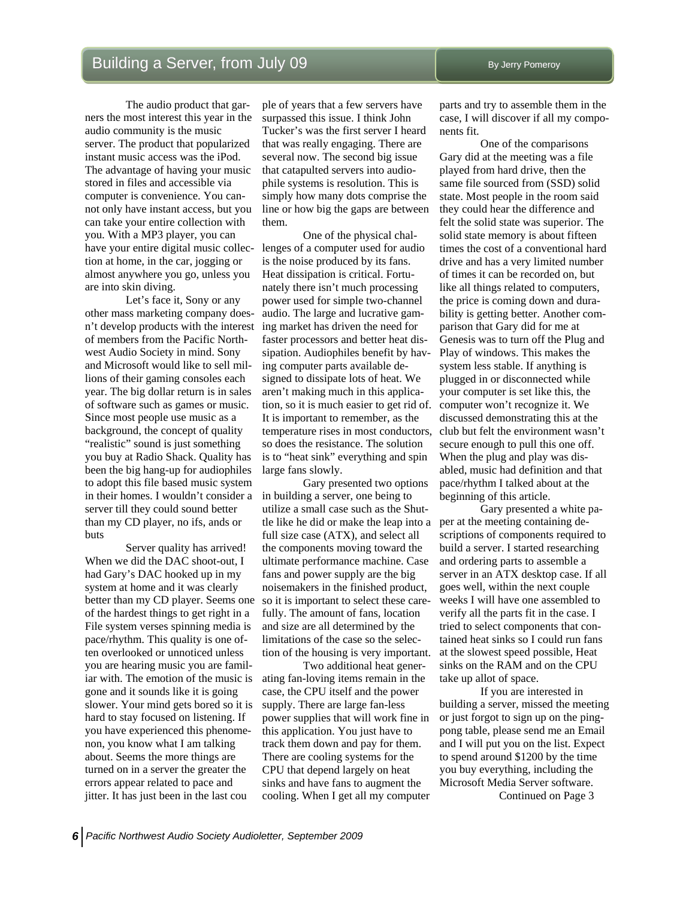# Building a Server, from July 09

By Jerry Pomeroy

The audio product that garners the most interest this year in the audio community is the music server. The product that popularized instant music access was the iPod. The advantage of having your music stored in files and accessible via computer is convenience. You cannot only have instant access, but you can take your entire collection with you. With a MP3 player, you can have your entire digital music collection at home, in the car, jogging or almost anywhere you go, unless you are into skin diving.

Let's face it, Sony or any other mass marketing company doesn't develop products with the interest of members from the Pacific Northwest Audio Society in mind. Sony and Microsoft would like to sell millions of their gaming consoles each year. The big dollar return is in sales of software such as games or music. Since most people use music as a background, the concept of quality "realistic" sound is just something you buy at Radio Shack. Quality has been the big hang-up for audiophiles to adopt this file based music system in their homes. I wouldn't consider a server till they could sound better than my CD player, no ifs, ands or buts

Server quality has arrived! When we did the DAC shoot-out, I had Gary's DAC hooked up in my system at home and it was clearly better than my CD player. Seems one of the hardest things to get right in a File system verses spinning media is pace/rhythm. This quality is one often overlooked or unnoticed unless you are hearing music you are familiar with. The emotion of the music is gone and it sounds like it is going slower. Your mind gets bored so it is hard to stay focused on listening. If you have experienced this phenomenon, you know what I am talking about. Seems the more things are turned on in a server the greater the errors appear related to pace and jitter. It has just been in the last couple of years that a few servers have surpassed this issue. I think John Tucker's was the first server I heard that was really engaging. There are several now. The second big issue that catapulted servers into audiophile systems is resolution. This is simply how many dots comprise the line or how big the gaps are between them.

One of the physical challenges of a computer used for audio is the noise produced by its fans. Heat dissipation is critical. Fortunately there isn't much processing power used for simple two-channel audio. The large and lucrative gaming market has driven the need for faster processors and better heat dissipation. Audiophiles benefit by having computer parts available designed to dissipate lots of heat. We aren't making much in this application, so it is much easier to get rid of. It is important to remember, as the temperature rises in most conductors, so does the resistance. The solution is to "heat sink" everything and spin large fans slowly.

Gary presented two options in building a server, one being to utilize a small case such as the Shuttle like he did or make the leap into a full size case (ATX), and select all the components moving toward the ultimate performance machine. Case fans and power supply are the big noisemakers in the finished product, so it is important to select these carefully. The amount of fans, location and size are all determined by the limitations of the case so the selection of the housing is very important.

Two additional heat generating fan-loving items remain in the case, the CPU itself and the power supply. There are large fan-less power supplies that will work fine in this application. You just have to track them down and pay for them. There are cooling systems for the CPU that depend largely on heat sinks and have fans to augment the cooling. When I get all my computer parts and try to assemble them in the case, I will discover if all my components fit.

One of the comparisons Gary did at the meeting was a file played from hard drive, then the same file sourced from (SSD) solid state. Most people in the room said they could hear the difference and felt the solid state was superior. The solid state memory is about fifteen times the cost of a conventional hard drive and has a very limited number of times it can be recorded on, but like all things related to computers, the price is coming down and durability is getting better. Another comparison that Gary did for me at Genesis was to turn off the Plug and Play of windows. This makes the system less stable. If anything is plugged in or disconnected while your computer is set like this, the computer won't recognize it. We discussed demonstrating this at the club but felt the environment wasn't secure enough to pull this one off. When the plug and play was disabled, music had definition and that pace/rhythm I talked about at the beginning of this article.

Gary presented a white paper at the meeting containing descriptions of components required to build a server. I started researching and ordering parts to assemble a server in an ATX desktop case. If all goes well, within the next couple weeks I will have one assembled to verify all the parts fit in the case. I tried to select components that contained heat sinks so I could run fans at the slowest speed possible, Heat sinks on the RAM and on the CPU take up allot of space.

If you are interested in building a server, missed the meeting or just forgot to sign up on the ping-pong table, please send me an Email and I will put you on the list. Expect to spend around $1200 by the time you buy everything, including the Microsoft Media Server software.

Continued on Page 3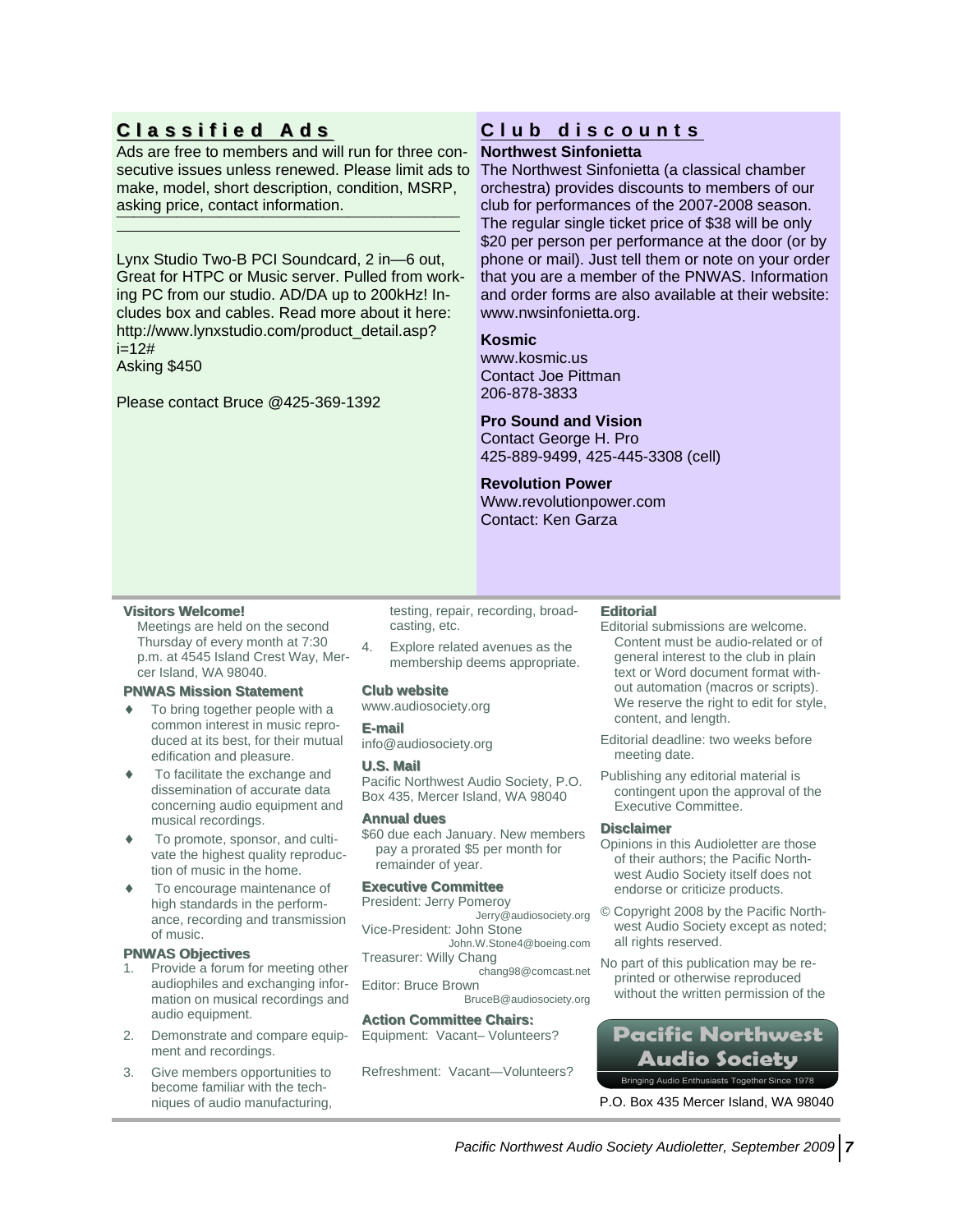## Classified Ads

Ads are free to members and will run for three consecutive issues unless renewed. Please limit ads to make, model, short description, condition, MSRP, asking price, contact information.

Lynx Studio Two-B PCI Soundcard, 2 in—6 out, Great for HTPC or Music server. Pulled from working PC from our studio. AD/DA up to 200kHz! Includes box and cables. Read more about it here: http://www.lynxstudio.com/product_detail.asp?i=12#
Asking $450

Please contact Bruce @425-369-1392

## Club discounts

**Northwest Sinfonietta**
The Northwest Sinfonietta (a classical chamber orchestra) provides discounts to members of our club for performances of the 2007-2008 season. The regular single ticket price of $38 will be only $20 per person per performance at the door (or by phone or mail). Just tell them or note on your order that you are a member of the PNWAS. Information and order forms are also available at their website: www.nwsinfonietta.org.

**Kosmic**
www.kosmic.us
Contact Joe Pittman
206-878-3833

**Pro Sound and Vision**
Contact George H. Pro
425-889-9499, 425-445-3308 (cell)

**Revolution Power**
Www.revolutionpower.com
Contact: Ken Garza

### Visitors Welcome!

Meetings are held on the second Thursday of every month at 7:30 p.m. at 4545 Island Crest Way, Mercer Island, WA 98040.

### PNWAS Mission Statement

- To bring together people with a common interest in music reproduced at its best, for their mutual edification and pleasure.
- To facilitate the exchange and dissemination of accurate data concerning audio equipment and musical recordings.
- To promote, sponsor, and cultivate the highest quality reproduction of music in the home.
- To encourage maintenance of high standards in the performance, recording and transmission of music.

### PNWAS Objectives

1. Provide a forum for meeting other audiophiles and exchanging information on musical recordings and audio equipment.
2. Demonstrate and compare equipment and recordings.
3. Give members opportunities to become familiar with the techniques of audio manufacturing, testing, repair, recording, broadcasting, etc.
4. Explore related avenues as the membership deems appropriate.

### Club website

www.audiosociety.org

### E-mail

info@audiosociety.org

### U.S. Mail

Pacific Northwest Audio Society, P.O. Box 435, Mercer Island, WA 98040

### Annual dues

$60 due each January. New members pay a prorated $5 per month for remainder of year.

### Executive Committee

President: Jerry Pomeroy
Jerry@audiosociety.org
Vice-President: John Stone
John.W.Stone4@boeing.com
Treasurer: Willy Chang
chang98@comcast.net
Editor: Bruce Brown
BruceB@audiosociety.org

### Action Committee Chairs:

Equipment: Vacant– Volunteers?

Refreshment: Vacant—Volunteers?

### Editorial

Editorial submissions are welcome. Content must be audio-related or of general interest to the club in plain text or Word document format without automation (macros or scripts). We reserve the right to edit for style, content, and length.

Editorial deadline: two weeks before meeting date.

Publishing any editorial material is contingent upon the approval of the Executive Committee.

### Disclaimer

Opinions in this Audioletter are those of their authors; the Pacific Northwest Audio Society itself does not endorse or criticize products.

© Copyright 2008 by the Pacific Northwest Audio Society except as noted; all rights reserved.

No part of this publication may be reprinted or otherwise reproduced without the written permission of the

**Pacific Northwest Audio Society**
Bringing Audio Enthusiasts Together Since 1978

P.O. Box 435 Mercer Island, WA 98040